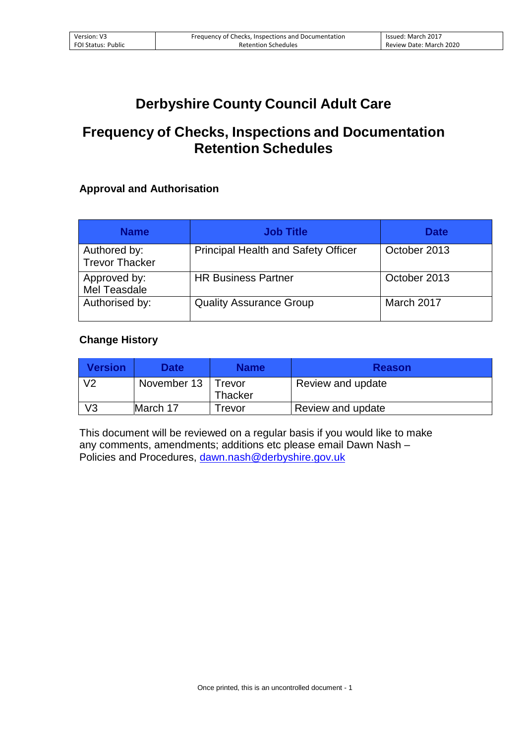# Derbyshire County Council Adult Care

# Frequency of Checks, Inspections and Documentation Retention Schedules

### Approval and Authorisation

| Name | Job Title | Date |
|---|---|---|
| Authored by: Trevor Thacker | Principal Health and Safety Officer | October 2013 |
| Approved by: Mel Teasdale | HR Business Partner | October 2013 |
| Authorised by: | Quality Assurance Group | March 2017 |

### Change History

| Version | Date | Name | Reason |
|---|---|---|---|
| V2 | November 13 | Trevor Thacker | Review and update |
| V3 | March 17 | Trevor | Review and update |

This document will be reviewed on a regular basis if you would like to make any comments, amendments; additions etc please email Dawn Nash – Policies and Procedures, dawn.nash@derbyshire.gov.uk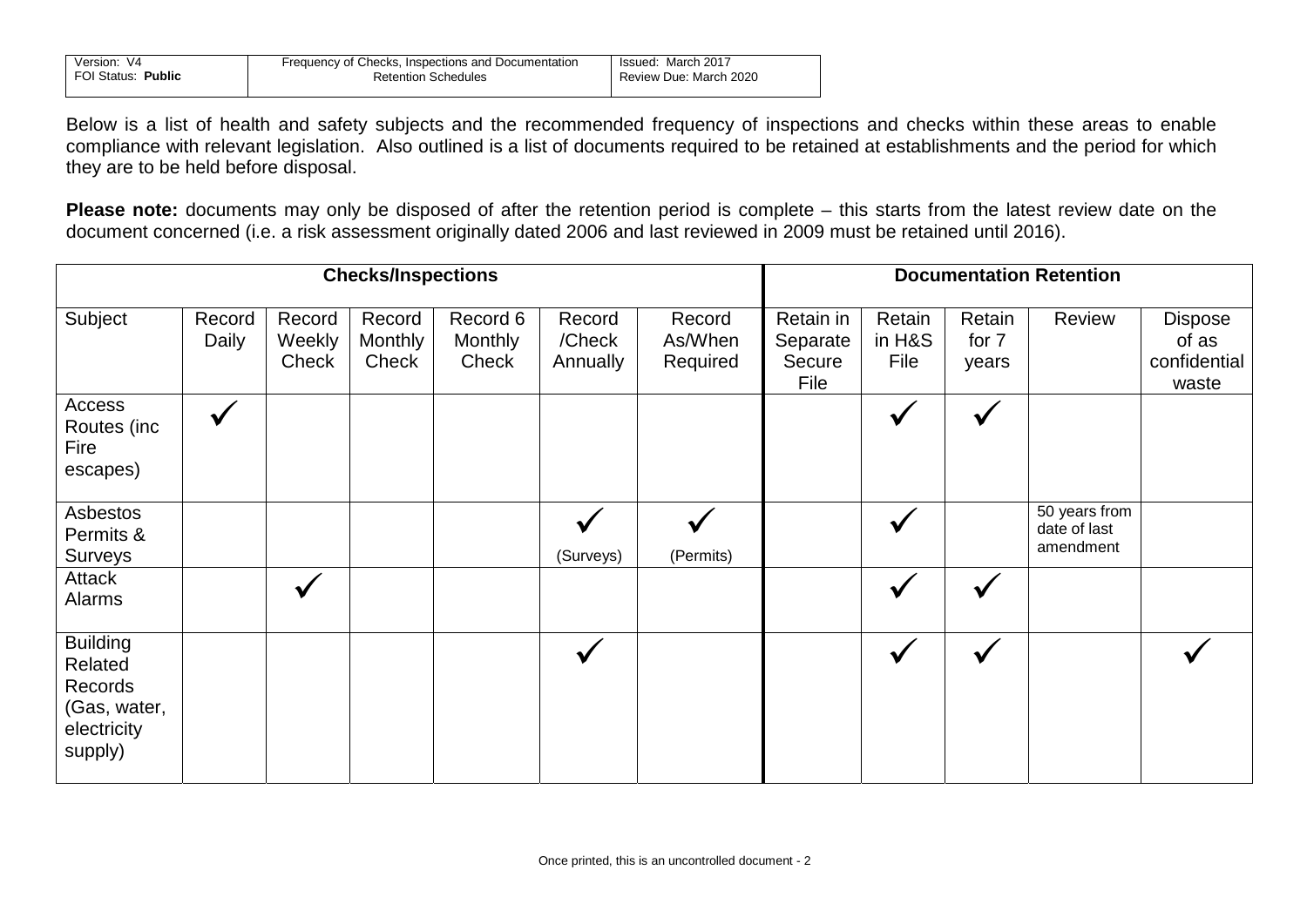| Version: V4<br>FOI Status: **Public** | Frequency of Checks, Inspections and Documentation Retention Schedules | Issued: March 2017<br>Review Due: March 2020 |
|---|---|---|

Below is a list of health and safety subjects and the recommended frequency of inspections and checks within these areas to enable compliance with relevant legislation. Also outlined is a list of documents required to be retained at establishments and the period for which they are to be held before disposal.

**Please note:** documents may only be disposed of after the retention period is complete – this starts from the latest review date on the document concerned (i.e. a risk assessment originally dated 2006 and last reviewed in 2009 must be retained until 2016).

| Checks/Inspections | | | | | | | Documentation Retention | | | | |
|---|---|---|---|---|---|---|---|---|---|---|---|
| Subject | Record Daily | Record Weekly Check | Record Monthly Check | Record 6 Monthly Check | Record /Check Annually | Record As/When Required | Retain in Separate Secure File | Retain in H&S File | Retain for 7 years | Review | Dispose of as confidential waste |
| Access Routes (inc Fire escapes) | ✓ | | | | | | | ✓ | ✓ | | |
| Asbestos Permits & Surveys | | | | | ✓ (Surveys) | ✓ (Permits) | | ✓ | | 50 years from date of last amendment | |
| Attack Alarms | | ✓ | | | | | | ✓ | ✓ | | |
| Building Related Records (Gas, water, electricity supply) | | | | | ✓ | | | ✓ | ✓ | | ✓ |

Once printed, this is an uncontrolled document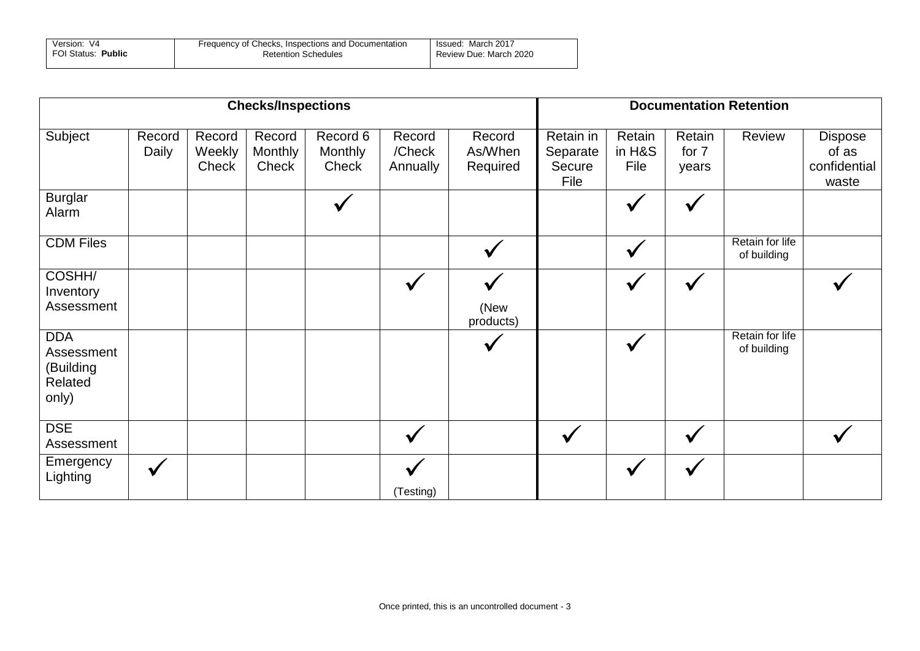| Checks/Inspections | | | | | | | Documentation Retention | | | | |
|---|---|---|---|---|---|---|---|---|---|---|---|
| Subject | Record Daily | Record Weekly Check | Record Monthly Check | Record 6 Monthly Check | Record /Check Annually | Record As/When Required | Retain in Separate Secure File | Retain in H&S File | Retain for 7 years | Review | Dispose of as confidential waste |
| Burglar Alarm | | | | ✓ | | | | ✓ | ✓ | | |
| CDM Files | | | | | | ✓ | | ✓ | | Retain for life of building | |
| COSHH/ Inventory Assessment | | | | | ✓ | ✓ (New products) | | ✓ | ✓ | | ✓ |
| DDA Assessment (Building Related only) | | | | | | ✓ | | ✓ | | Retain for life of building | |
| DSE Assessment | | | | | ✓ | | ✓ | | ✓ | | ✓ |
| Emergency Lighting | ✓ | | | | ✓ (Testing) | | | ✓ | ✓ | | |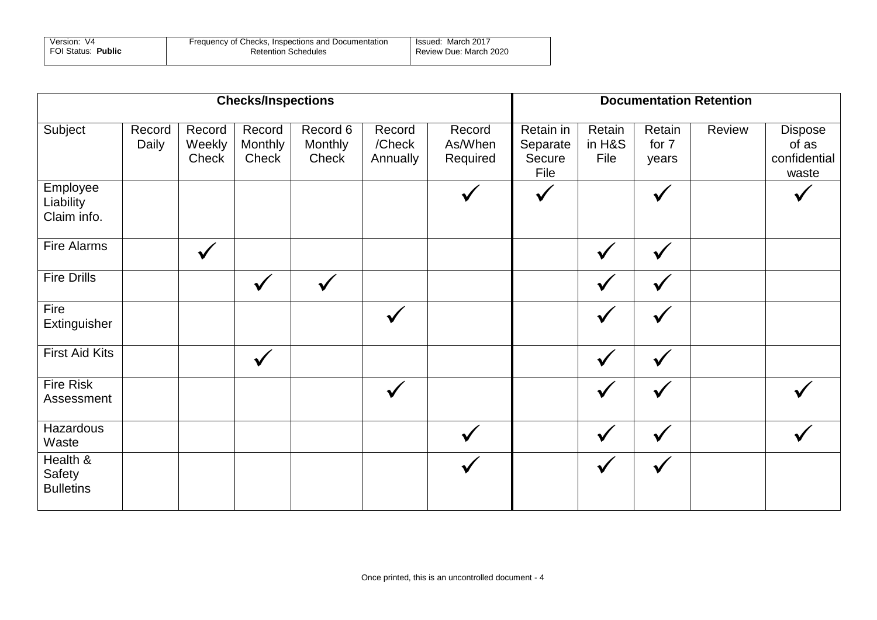| Checks/Inspections | | | | | | | Documentation Retention | | | | |
|---|---|---|---|---|---|---|---|---|---|---|---|
| Subject | Record Daily | Record Weekly Check | Record Monthly Check | Record 6 Monthly Check | Record /Check Annually | Record As/When Required | Retain in Separate Secure File | Retain in H&S File | Retain for 7 years | Review | Dispose of as confidential waste |
| Employee Liability Claim info. | | | | | | ✓ | ✓ | | ✓ | | ✓ |
| Fire Alarms | | ✓ | | | | | | ✓ | ✓ | | |
| Fire Drills | | | ✓ | ✓ | | | | ✓ | ✓ | | |
| Fire Extinguisher | | | | | ✓ | | | ✓ | ✓ | | |
| First Aid Kits | | | ✓ | | | | | ✓ | ✓ | | |
| Fire Risk Assessment | | | | | ✓ | | | ✓ | ✓ | | ✓ |
| Hazardous Waste | | | | | | ✓ | | ✓ | ✓ | | ✓ |
| Health & Safety Bulletins | | | | | | ✓ | | ✓ | ✓ | | |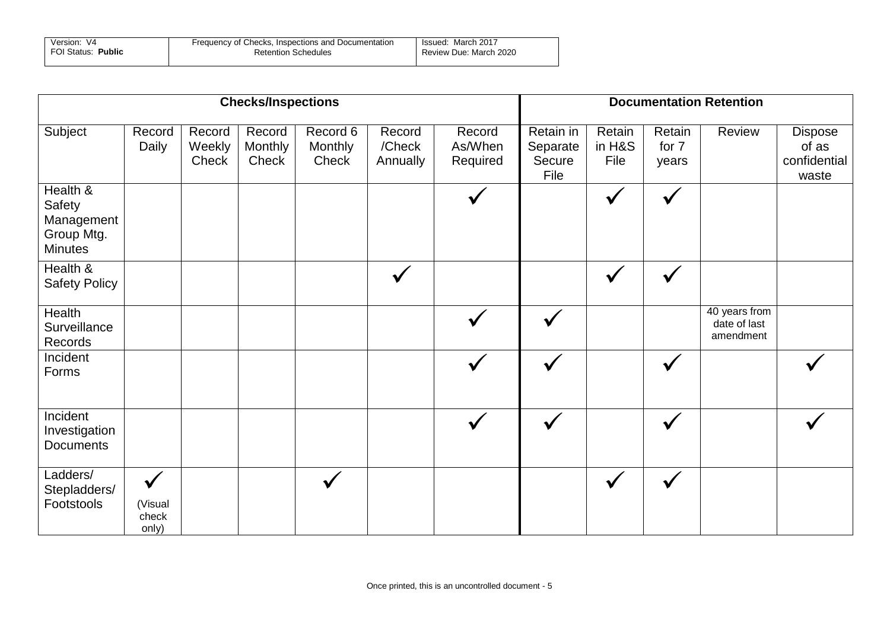| Checks/Inspections | | | | | | | Documentation Retention | | | | |
|---|---|---|---|---|---|---|---|---|---|---|---|
| Subject | Record Daily | Record Weekly Check | Record Monthly Check | Record 6 Monthly Check | Record /Check Annually | Record As/When Required | Retain in Separate Secure File | Retain in H&S File | Retain for 7 years | Review | Dispose of as confidential waste |
| Health & Safety Management Group Mtg. Minutes | | | | | | ✓ | | ✓ | ✓ | | |
| Health & Safety Policy | | | | | ✓ | | | ✓ | ✓ | | |
| Health Surveillance Records | | | | | | ✓ | ✓ | | | 40 years from date of last amendment | |
| Incident Forms | | | | | | ✓ | ✓ | | ✓ | | ✓ |
| Incident Investigation Documents | | | | | | ✓ | ✓ | | ✓ | | ✓ |
| Ladders/ Stepladders/ Footstools | ✓ (Visual check only) | | | ✓ | | | | ✓ | ✓ | | |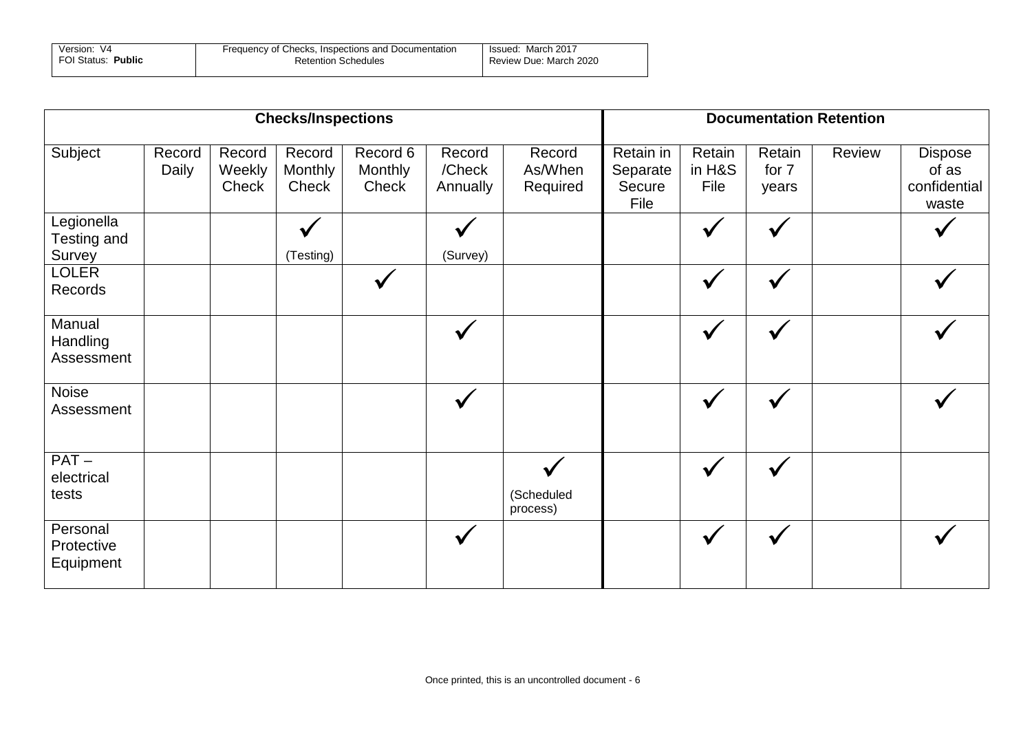| Checks/Inspections | | | | | | | Documentation Retention | | | | |
|---|---|---|---|---|---|---|---|---|---|---|---|
| Subject | Record Daily | Record Weekly Check | Record Monthly Check | Record 6 Monthly Check | Record /Check Annually | Record As/When Required | Retain in Separate Secure File | Retain in H&S File | Retain for 7 years | Review | Dispose of as confidential waste |
| Legionella Testing and Survey | | | ✓ (Testing) | | ✓ (Survey) | | | ✓ | ✓ | | ✓ |
| LOLER Records | | | | ✓ | | | | ✓ | ✓ | | ✓ |
| Manual Handling Assessment | | | | | ✓ | | | ✓ | ✓ | | ✓ |
| Noise Assessment | | | | | ✓ | | | ✓ | ✓ | | ✓ |
| PAT – electrical tests | | | | | | ✓ (Scheduled process) | | ✓ | ✓ | | |
| Personal Protective Equipment | | | | | ✓ | | | ✓ | ✓ | | ✓ |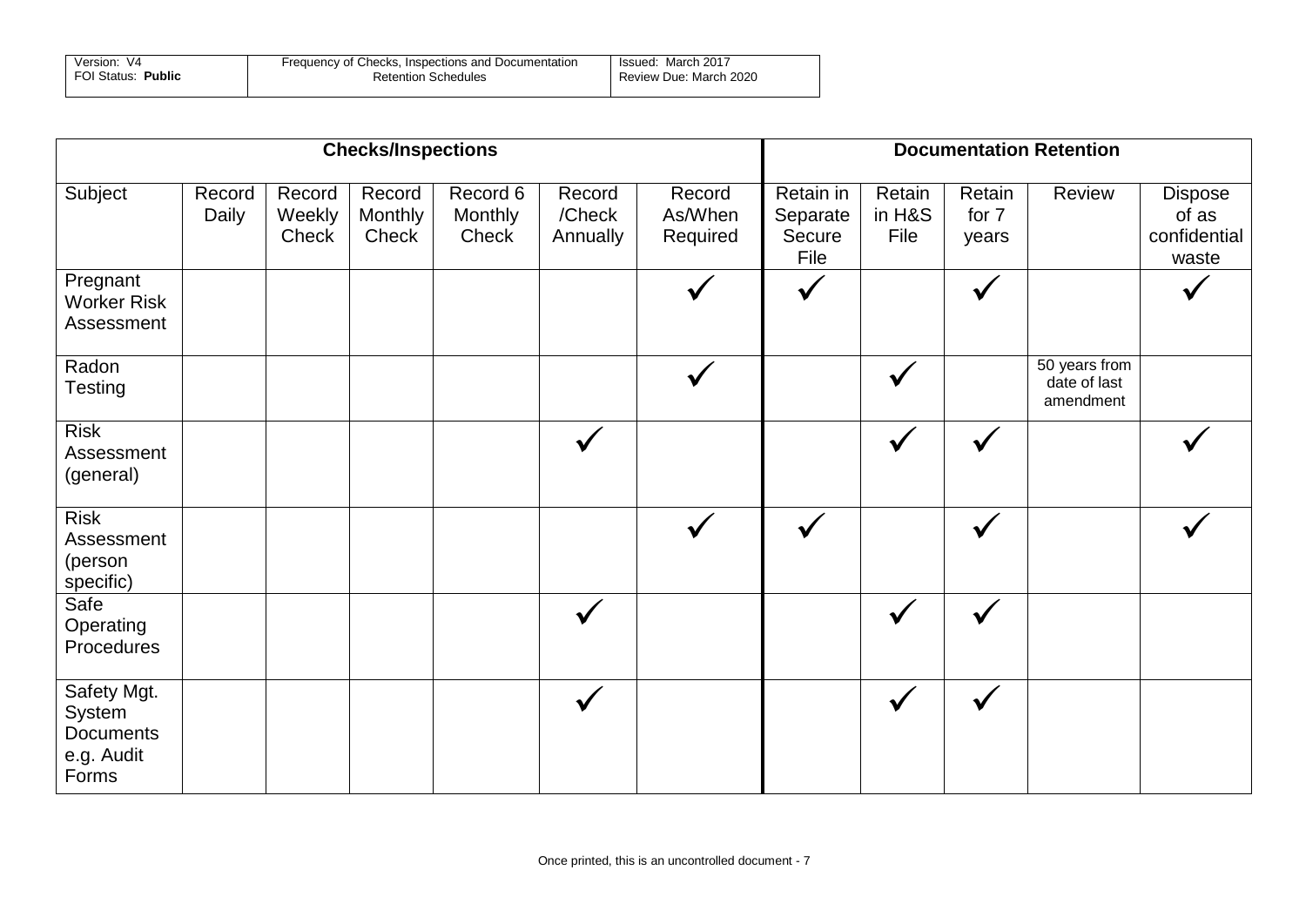| Checks/Inspections | | | | | | | Documentation Retention | | | | |
|---|---|---|---|---|---|---|---|---|---|---|---|
| Subject | Record Daily | Record Weekly Check | Record Monthly Check | Record 6 Monthly Check | Record /Check Annually | Record As/When Required | Retain in Separate Secure File | Retain in H&S File | Retain for 7 years | Review | Dispose of as confidential waste |
| Pregnant Worker Risk Assessment | | | | | | ✓ | ✓ | | ✓ | | ✓ |
| Radon Testing | | | | | | ✓ | | ✓ | | 50 years from date of last amendment | |
| Risk Assessment (general) | | | | | ✓ | | | ✓ | ✓ | | ✓ |
| Risk Assessment (person specific) | | | | | | ✓ | ✓ | | ✓ | | ✓ |
| Safe Operating Procedures | | | | | ✓ | | | ✓ | ✓ | | |
| Safety Mgt. System Documents e.g. Audit Forms | | | | | ✓ | | | ✓ | ✓ | | |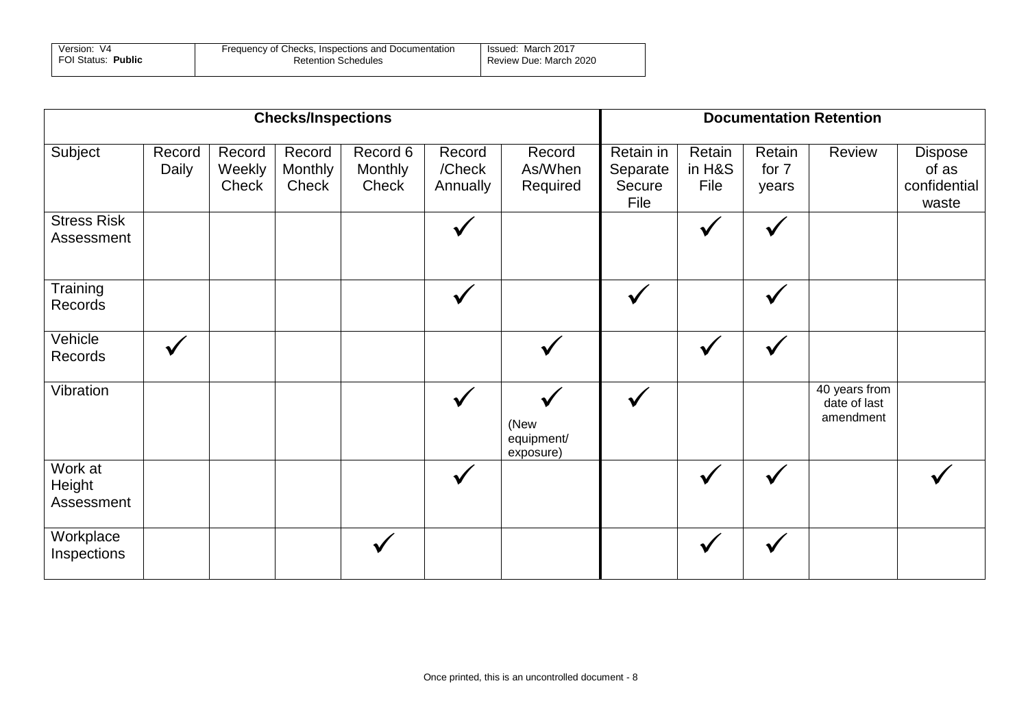| Checks/Inspections | | | | | | | Documentation Retention | | | | |
|---|---|---|---|---|---|---|---|---|---|---|---|
| Subject | Record Daily | Record Weekly Check | Record Monthly Check | Record 6 Monthly Check | Record /Check Annually | Record As/When Required | Retain in Separate Secure File | Retain in H&S File | Retain for 7 years | Review | Dispose of as confidential waste |
| Stress Risk Assessment | | | | | ✓ | | | ✓ | ✓ | | |
| Training Records | | | | | ✓ | | ✓ | | ✓ | | |
| Vehicle Records | ✓ | | | | | ✓ | | ✓ | ✓ | | |
| Vibration | | | | | ✓ | ✓ (New equipment/ exposure) | ✓ | | | 40 years from date of last amendment | |
| Work at Height Assessment | | | | | ✓ | | | ✓ | ✓ | | ✓ |
| Workplace Inspections | | | | ✓ | | | | ✓ | ✓ | | |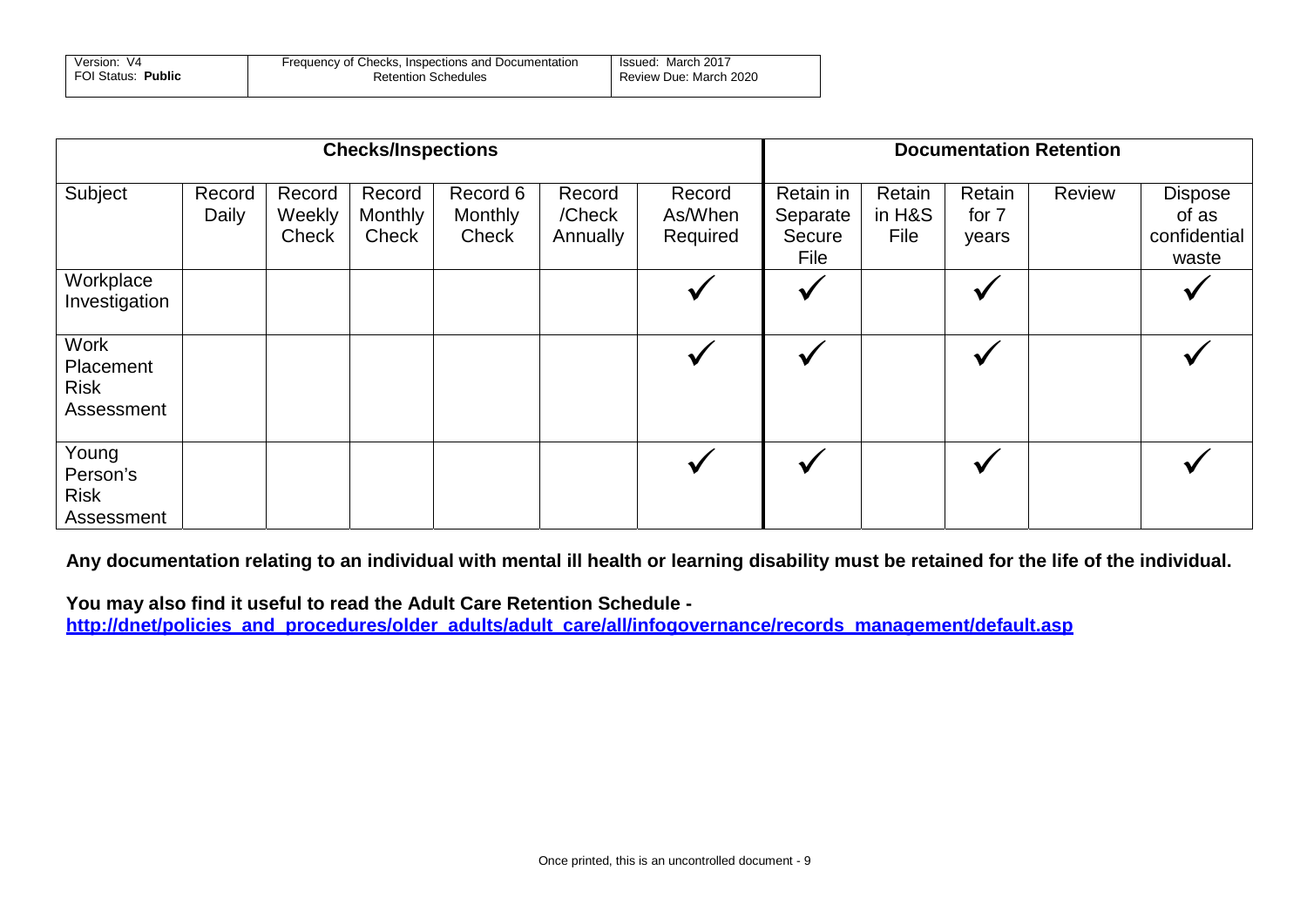| Checks/Inspections | | | | | | | Documentation Retention | | | | |
|---|---|---|---|---|---|---|---|---|---|---|---|
| Subject | Record Daily | Record Weekly Check | Record Monthly Check | Record 6 Monthly Check | Record /Check Annually | Record As/When Required | Retain in Separate Secure File | Retain in H&S File | Retain for 7 years | Review | Dispose of as confidential waste |
| Workplace Investigation | | | | | | ✓ | ✓ | | ✓ | | ✓ |
| Work Placement Risk Assessment | | | | | | ✓ | ✓ | | ✓ | | ✓ |
| Young Person's Risk Assessment | | | | | | ✓ | ✓ | | ✓ | | ✓ |

**Any documentation relating to an individual with mental ill health or learning disability must be retained for the life of the individual.**

**You may also find it useful to read the Adult Care Retention Schedule -**
**[http://dnet/policies_and_procedures/older_adults/adult_care/all/infogovernance/records_management/default.asp](http://dnet/policies_and_procedures/older_adults/adult_care/all/infogovernance/records_management/default.asp)**